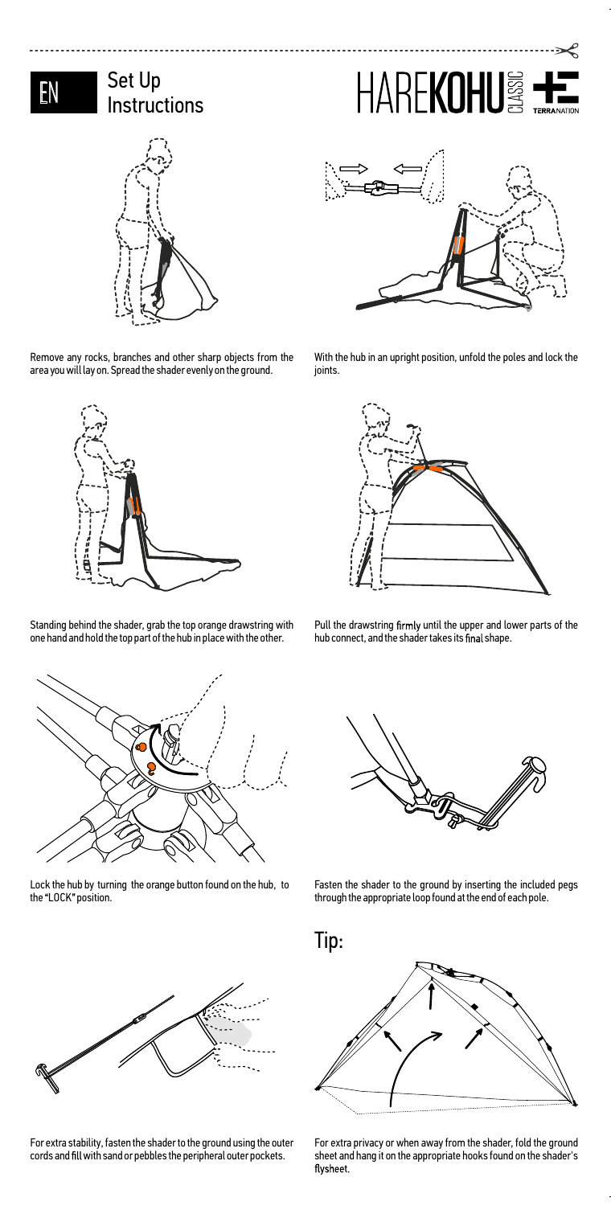EN

# Set Up Instructions

HAREKOHU CLASSIC

TERRANATION

Remove any rocks, branches and other sharp objects from the area you will lay on. Spread the shader evenly on the ground.

With the hub in an upright position, unfold the poles and lock the joints.

Standing behind the shader, grab the top orange drawstring with one hand and hold the top part of the hub in place with the other.

Pull the drawstring firmly until the upper and lower parts of the hub connect, and the shader takes its final shape.

Lock the hub by turning the orange button found on the hub, to the "LOCK" position.

Fasten the shader to the ground by inserting the included pegs through the appropriate loop found at the end of each pole.

For extra stability, fasten the shader to the ground using the outer cords and fill with sand or pebbles the peripheral outer pockets.

## Tip:

For extra privacy or when away from the shader, fold the ground sheet and hang it on the appropriate hooks found on the shader's flysheet.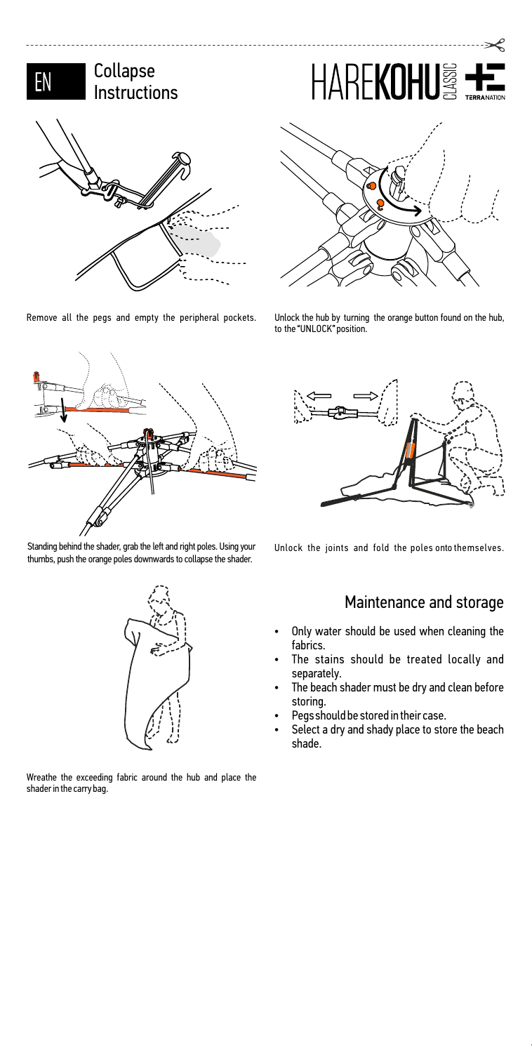EN

# Collapse Instructions

HARE**KOHU** CLASSIC TERRANATION

Remove all the pegs and empty the peripheral pockets.

Unlock the hub by turning the orange button found on the hub, to the "UNLOCK" position.

Standing behind the shader, grab the left and right poles. Using your thumbs, push the orange poles downwards to collapse the shader.

Unlock the joints and fold the poles onto themselves.

Wreathe the exceeding fabric around the hub and place the shader in the carry bag.

## Maintenance and storage

- Only water should be used when cleaning the fabrics.
- The stains should be treated locally and separately.
- The beach shader must be dry and clean before storing.
- Pegs should be stored in their case.
- Select a dry and shady place to store the beach shade.